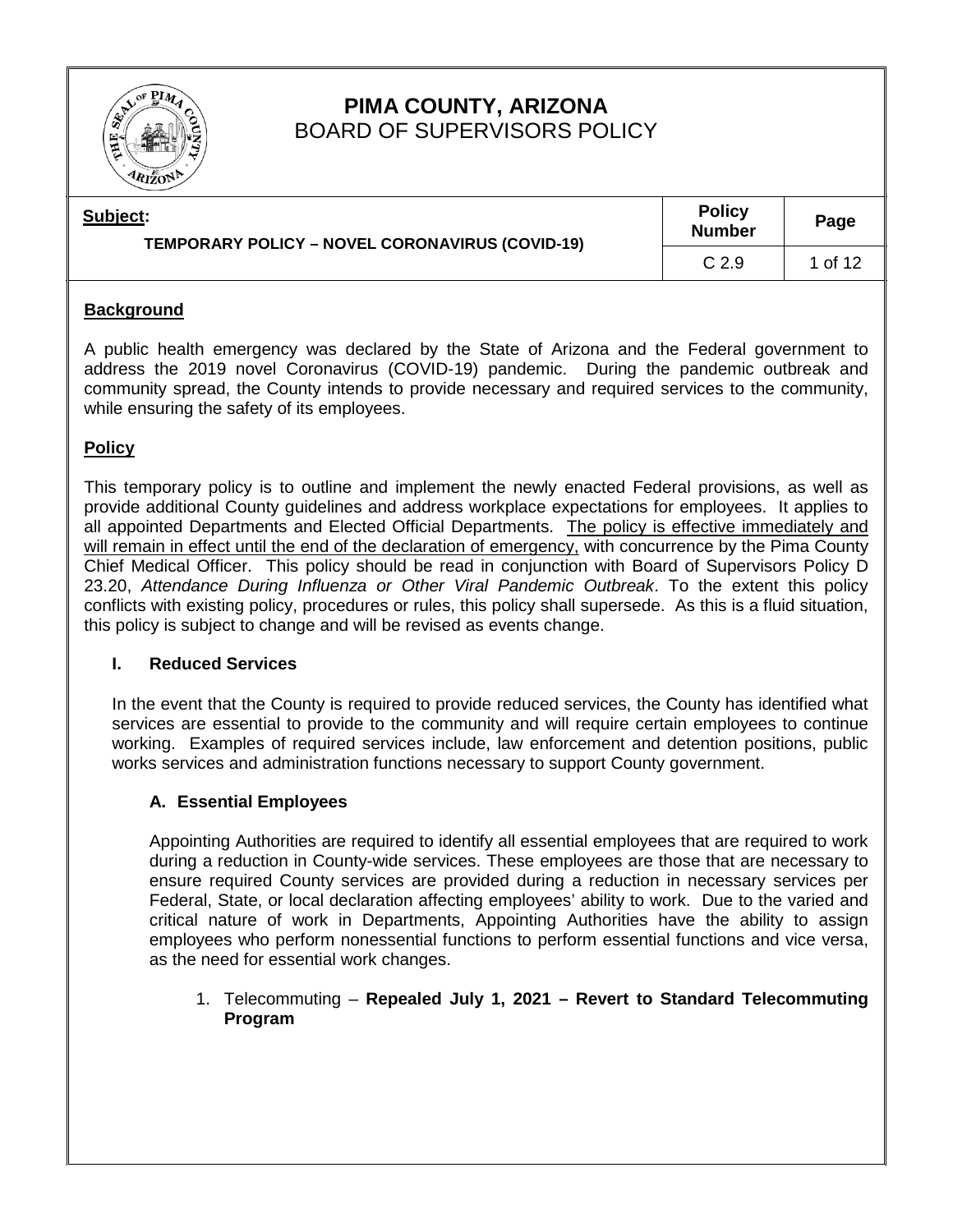# PIMA COUNTY, ARIZONA
BOARD OF SUPERVISORS POLICY

| Subject: | Policy Number | Page |
|---|---|---|
| TEMPORARY POLICY – NOVEL CORONAVIRUS (COVID-19) | C 2.9 | 1 of 12 |

## Background

A public health emergency was declared by the State of Arizona and the Federal government to address the 2019 novel Coronavirus (COVID-19) pandemic. During the pandemic outbreak and community spread, the County intends to provide necessary and required services to the community, while ensuring the safety of its employees.

## Policy

This temporary policy is to outline and implement the newly enacted Federal provisions, as well as provide additional County guidelines and address workplace expectations for employees. It applies to all appointed Departments and Elected Official Departments. The policy is effective immediately and will remain in effect until the end of the declaration of emergency, with concurrence by the Pima County Chief Medical Officer. This policy should be read in conjunction with Board of Supervisors Policy D 23.20, *Attendance During Influenza or Other Viral Pandemic Outbreak*. To the extent this policy conflicts with existing policy, procedures or rules, this policy shall supersede. As this is a fluid situation, this policy is subject to change and will be revised as events change.

### I. Reduced Services

In the event that the County is required to provide reduced services, the County has identified what services are essential to provide to the community and will require certain employees to continue working. Examples of required services include, law enforcement and detention positions, public works services and administration functions necessary to support County government.

#### A. Essential Employees

Appointing Authorities are required to identify all essential employees that are required to work during a reduction in County-wide services. These employees are those that are necessary to ensure required County services are provided during a reduction in necessary services per Federal, State, or local declaration affecting employees' ability to work. Due to the varied and critical nature of work in Departments, Appointing Authorities have the ability to assign employees who perform nonessential functions to perform essential functions and vice versa, as the need for essential work changes.

1. Telecommuting – **Repealed July 1, 2021 – Revert to Standard Telecommuting Program**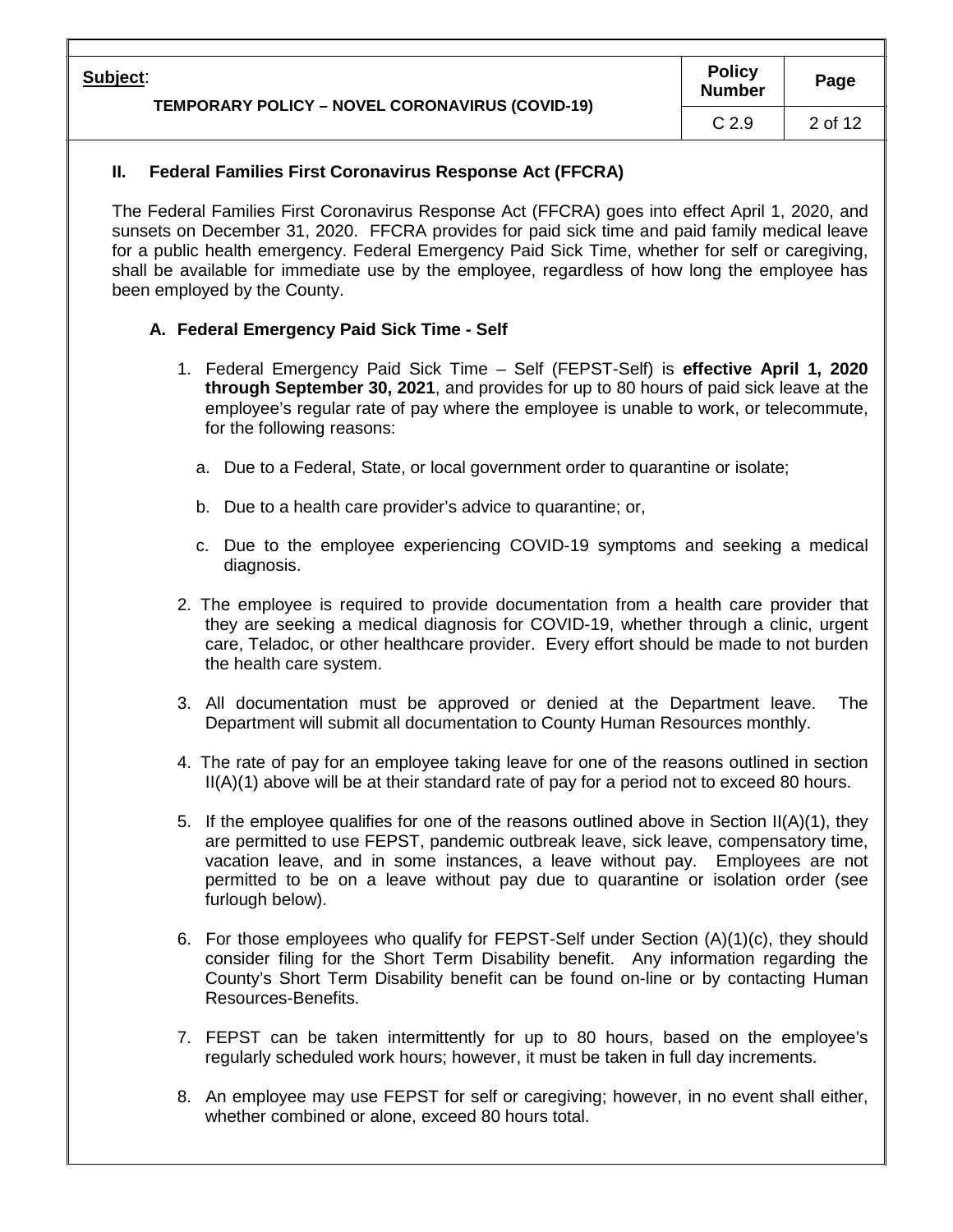## II. Federal Families First Coronavirus Response Act (FFCRA)

The Federal Families First Coronavirus Response Act (FFCRA) goes into effect April 1, 2020, and sunsets on December 31, 2020. FFCRA provides for paid sick time and paid family medical leave for a public health emergency. Federal Emergency Paid Sick Time, whether for self or caregiving, shall be available for immediate use by the employee, regardless of how long the employee has been employed by the County.

### A. Federal Emergency Paid Sick Time - Self

1. Federal Emergency Paid Sick Time – Self (FEPST-Self) is **effective April 1, 2020 through September 30, 2021**, and provides for up to 80 hours of paid sick leave at the employee's regular rate of pay where the employee is unable to work, or telecommute, for the following reasons:

   a. Due to a Federal, State, or local government order to quarantine or isolate;

   b. Due to a health care provider's advice to quarantine; or,

   c. Due to the employee experiencing COVID-19 symptoms and seeking a medical diagnosis.

2. The employee is required to provide documentation from a health care provider that they are seeking a medical diagnosis for COVID-19, whether through a clinic, urgent care, Teladoc, or other healthcare provider. Every effort should be made to not burden the health care system.

3. All documentation must be approved or denied at the Department leave. The Department will submit all documentation to County Human Resources monthly.

4. The rate of pay for an employee taking leave for one of the reasons outlined in section II(A)(1) above will be at their standard rate of pay for a period not to exceed 80 hours.

5. If the employee qualifies for one of the reasons outlined above in Section II(A)(1), they are permitted to use FEPST, pandemic outbreak leave, sick leave, compensatory time, vacation leave, and in some instances, a leave without pay. Employees are not permitted to be on a leave without pay due to quarantine or isolation order (see furlough below).

6. For those employees who qualify for FEPST-Self under Section (A)(1)(c), they should consider filing for the Short Term Disability benefit. Any information regarding the County's Short Term Disability benefit can be found on-line or by contacting Human Resources-Benefits.

7. FEPST can be taken intermittently for up to 80 hours, based on the employee's regularly scheduled work hours; however, it must be taken in full day increments.

8. An employee may use FEPST for self or caregiving; however, in no event shall either, whether combined or alone, exceed 80 hours total.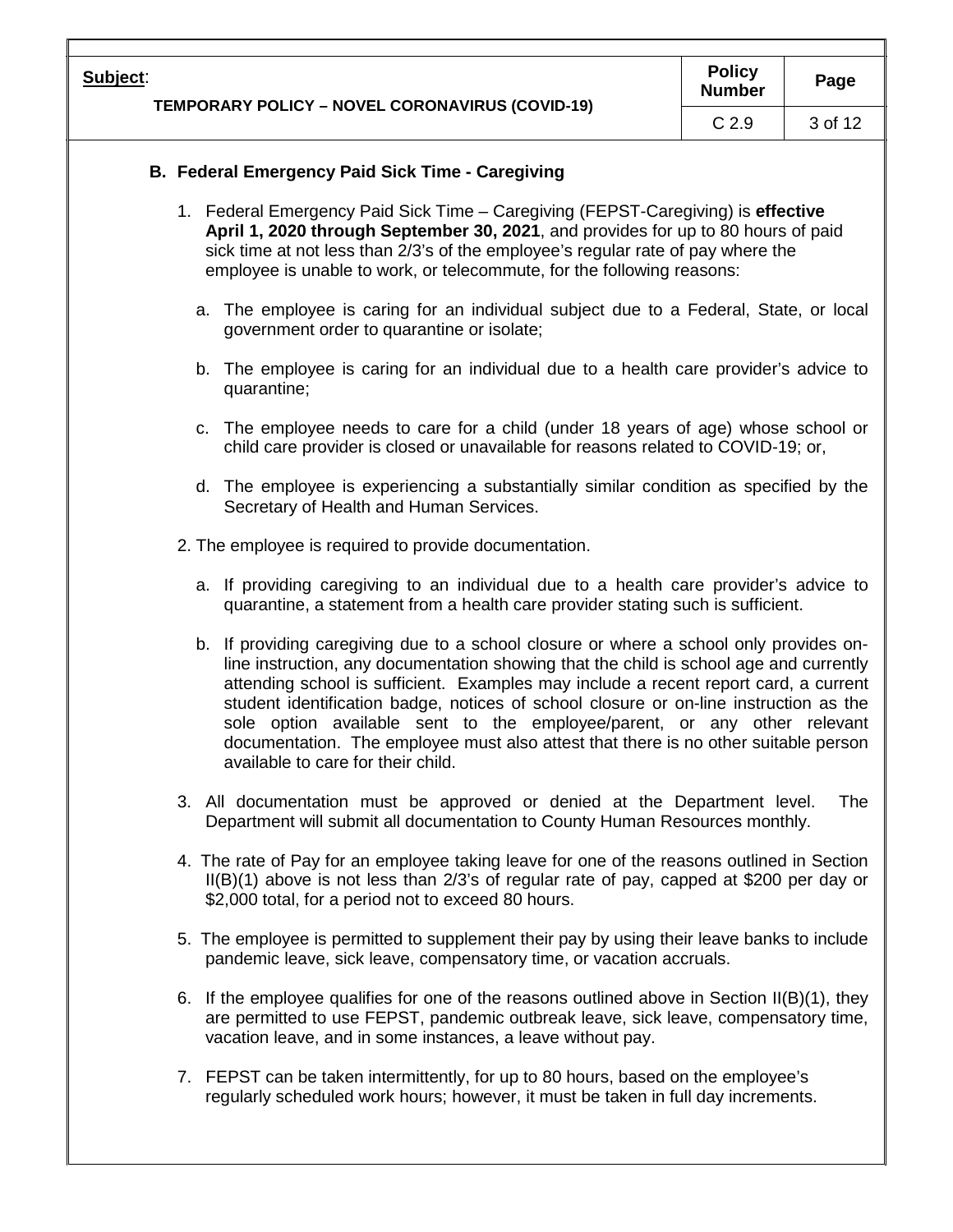### B. Federal Emergency Paid Sick Time - Caregiving

1. Federal Emergency Paid Sick Time – Caregiving (FEPST-Caregiving) is **effective April 1, 2020 through September 30, 2021**, and provides for up to 80 hours of paid sick time at not less than 2/3's of the employee's regular rate of pay where the employee is unable to work, or telecommute, for the following reasons:

   a. The employee is caring for an individual subject due to a Federal, State, or local government order to quarantine or isolate;

   b. The employee is caring for an individual due to a health care provider's advice to quarantine;

   c. The employee needs to care for a child (under 18 years of age) whose school or child care provider is closed or unavailable for reasons related to COVID-19; or,

   d. The employee is experiencing a substantially similar condition as specified by the Secretary of Health and Human Services.

2. The employee is required to provide documentation.

   a. If providing caregiving to an individual due to a health care provider's advice to quarantine, a statement from a health care provider stating such is sufficient.

   b. If providing caregiving due to a school closure or where a school only provides on-line instruction, any documentation showing that the child is school age and currently attending school is sufficient. Examples may include a recent report card, a current student identification badge, notices of school closure or on-line instruction as the sole option available sent to the employee/parent, or any other relevant documentation. The employee must also attest that there is no other suitable person available to care for their child.

3. All documentation must be approved or denied at the Department level. The Department will submit all documentation to County Human Resources monthly.

4. The rate of Pay for an employee taking leave for one of the reasons outlined in Section II(B)(1) above is not less than 2/3's of regular rate of pay, capped at $200 per day or $2,000 total, for a period not to exceed 80 hours.

5. The employee is permitted to supplement their pay by using their leave banks to include pandemic leave, sick leave, compensatory time, or vacation accruals.

6. If the employee qualifies for one of the reasons outlined above in Section II(B)(1), they are permitted to use FEPST, pandemic outbreak leave, sick leave, compensatory time, vacation leave, and in some instances, a leave without pay.

7. FEPST can be taken intermittently, for up to 80 hours, based on the employee's regularly scheduled work hours; however, it must be taken in full day increments.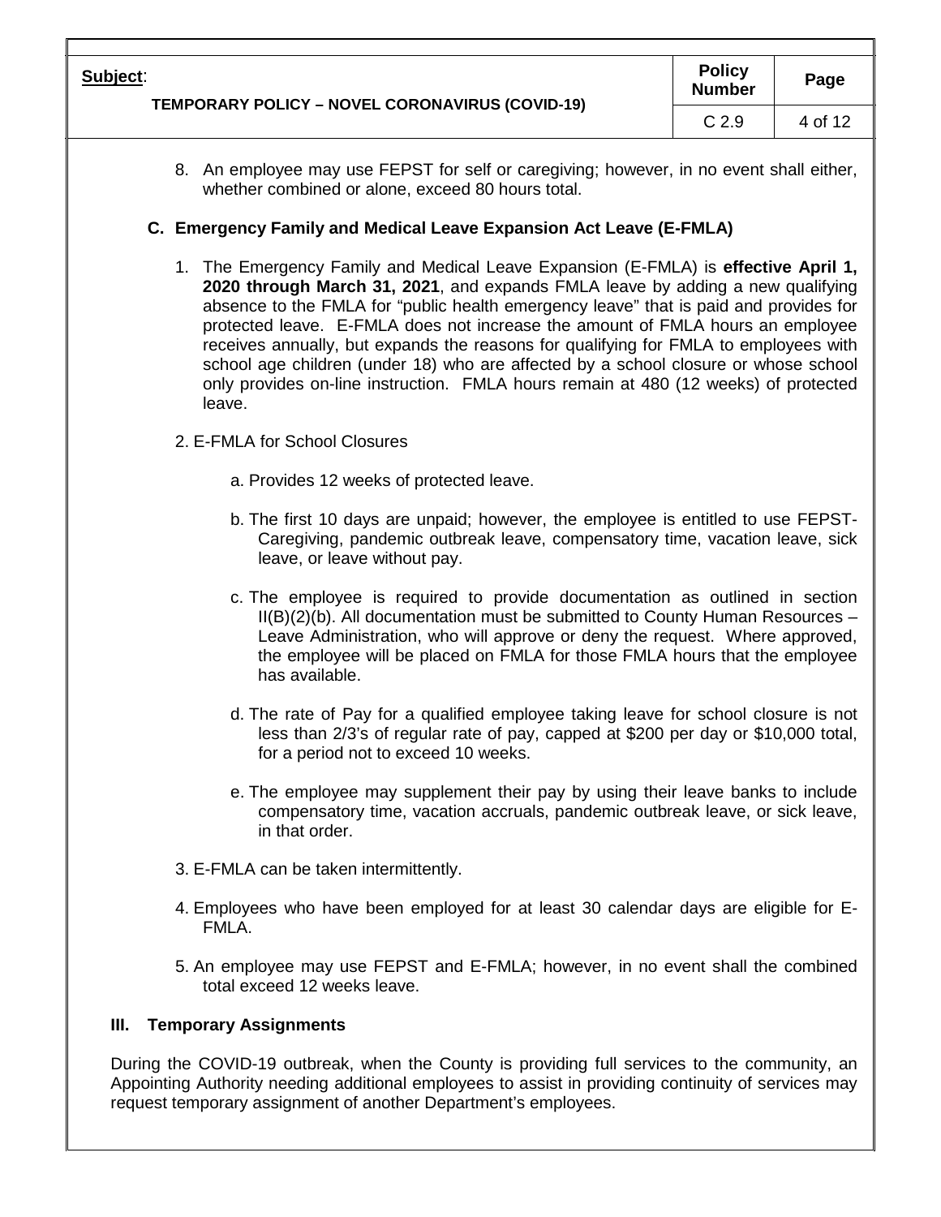8. An employee may use FEPST for self or caregiving; however, in no event shall either, whether combined or alone, exceed 80 hours total.

### C. Emergency Family and Medical Leave Expansion Act Leave (E-FMLA)

1. The Emergency Family and Medical Leave Expansion (E-FMLA) is **effective April 1, 2020 through March 31, 2021**, and expands FMLA leave by adding a new qualifying absence to the FMLA for "public health emergency leave" that is paid and provides for protected leave. E-FMLA does not increase the amount of FMLA hours an employee receives annually, but expands the reasons for qualifying for FMLA to employees with school age children (under 18) who are affected by a school closure or whose school only provides on-line instruction. FMLA hours remain at 480 (12 weeks) of protected leave.

2. E-FMLA for School Closures

   a. Provides 12 weeks of protected leave.

   b. The first 10 days are unpaid; however, the employee is entitled to use FEPST-Caregiving, pandemic outbreak leave, compensatory time, vacation leave, sick leave, or leave without pay.

   c. The employee is required to provide documentation as outlined in section II(B)(2)(b). All documentation must be submitted to County Human Resources – Leave Administration, who will approve or deny the request. Where approved, the employee will be placed on FMLA for those FMLA hours that the employee has available.

   d. The rate of Pay for a qualified employee taking leave for school closure is not less than 2/3's of regular rate of pay, capped at $200 per day or $10,000 total, for a period not to exceed 10 weeks.

   e. The employee may supplement their pay by using their leave banks to include compensatory time, vacation accruals, pandemic outbreak leave, or sick leave, in that order.

3. E-FMLA can be taken intermittently.

4. Employees who have been employed for at least 30 calendar days are eligible for E-FMLA.

5. An employee may use FEPST and E-FMLA; however, in no event shall the combined total exceed 12 weeks leave.

## III. Temporary Assignments

During the COVID-19 outbreak, when the County is providing full services to the community, an Appointing Authority needing additional employees to assist in providing continuity of services may request temporary assignment of another Department's employees.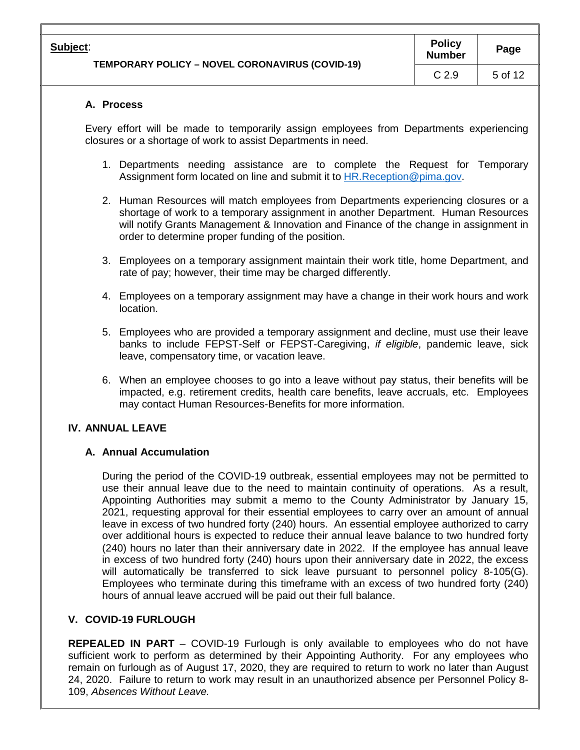### A. Process

Every effort will be made to temporarily assign employees from Departments experiencing closures or a shortage of work to assist Departments in need.

1. Departments needing assistance are to complete the Request for Temporary Assignment form located on line and submit it to HR.Reception@pima.gov.

2. Human Resources will match employees from Departments experiencing closures or a shortage of work to a temporary assignment in another Department. Human Resources will notify Grants Management & Innovation and Finance of the change in assignment in order to determine proper funding of the position.

3. Employees on a temporary assignment maintain their work title, home Department, and rate of pay; however, their time may be charged differently.

4. Employees on a temporary assignment may have a change in their work hours and work location.

5. Employees who are provided a temporary assignment and decline, must use their leave banks to include FEPST-Self or FEPST-Caregiving, *if eligible*, pandemic leave, sick leave, compensatory time, or vacation leave.

6. When an employee chooses to go into a leave without pay status, their benefits will be impacted, e.g. retirement credits, health care benefits, leave accruals, etc. Employees may contact Human Resources-Benefits for more information.

## IV. ANNUAL LEAVE

### A. Annual Accumulation

During the period of the COVID-19 outbreak, essential employees may not be permitted to use their annual leave due to the need to maintain continuity of operations. As a result, Appointing Authorities may submit a memo to the County Administrator by January 15, 2021, requesting approval for their essential employees to carry over an amount of annual leave in excess of two hundred forty (240) hours. An essential employee authorized to carry over additional hours is expected to reduce their annual leave balance to two hundred forty (240) hours no later than their anniversary date in 2022. If the employee has annual leave in excess of two hundred forty (240) hours upon their anniversary date in 2022, the excess will automatically be transferred to sick leave pursuant to personnel policy 8-105(G). Employees who terminate during this timeframe with an excess of two hundred forty (240) hours of annual leave accrued will be paid out their full balance.

## V. COVID-19 FURLOUGH

**REPEALED IN PART** – COVID-19 Furlough is only available to employees who do not have sufficient work to perform as determined by their Appointing Authority. For any employees who remain on furlough as of August 17, 2020, they are required to return to work no later than August 24, 2020. Failure to return to work may result in an unauthorized absence per Personnel Policy 8-109, *Absences Without Leave.*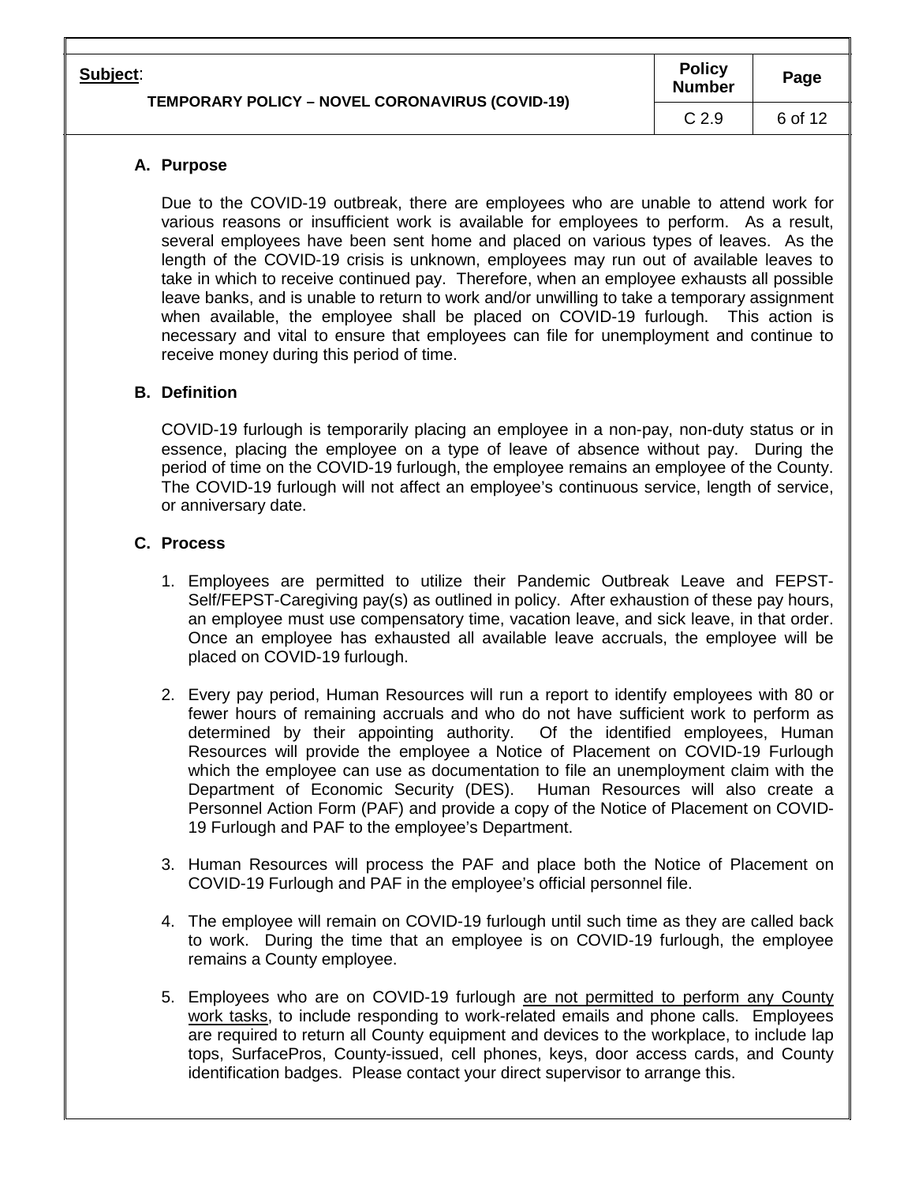**A. Purpose**

Due to the COVID-19 outbreak, there are employees who are unable to attend work for various reasons or insufficient work is available for employees to perform. As a result, several employees have been sent home and placed on various types of leaves. As the length of the COVID-19 crisis is unknown, employees may run out of available leaves to take in which to receive continued pay. Therefore, when an employee exhausts all possible leave banks, and is unable to return to work and/or unwilling to take a temporary assignment when available, the employee shall be placed on COVID-19 furlough. This action is necessary and vital to ensure that employees can file for unemployment and continue to receive money during this period of time.

**B. Definition**

COVID-19 furlough is temporarily placing an employee in a non-pay, non-duty status or in essence, placing the employee on a type of leave of absence without pay. During the period of time on the COVID-19 furlough, the employee remains an employee of the County. The COVID-19 furlough will not affect an employee's continuous service, length of service, or anniversary date.

**C. Process**

1. Employees are permitted to utilize their Pandemic Outbreak Leave and FEPST-Self/FEPST-Caregiving pay(s) as outlined in policy. After exhaustion of these pay hours, an employee must use compensatory time, vacation leave, and sick leave, in that order. Once an employee has exhausted all available leave accruals, the employee will be placed on COVID-19 furlough.

2. Every pay period, Human Resources will run a report to identify employees with 80 or fewer hours of remaining accruals and who do not have sufficient work to perform as determined by their appointing authority. Of the identified employees, Human Resources will provide the employee a Notice of Placement on COVID-19 Furlough which the employee can use as documentation to file an unemployment claim with the Department of Economic Security (DES). Human Resources will also create a Personnel Action Form (PAF) and provide a copy of the Notice of Placement on COVID-19 Furlough and PAF to the employee's Department.

3. Human Resources will process the PAF and place both the Notice of Placement on COVID-19 Furlough and PAF in the employee's official personnel file.

4. The employee will remain on COVID-19 furlough until such time as they are called back to work. During the time that an employee is on COVID-19 furlough, the employee remains a County employee.

5. Employees who are on COVID-19 furlough <u>are not permitted to perform any County work tasks</u>, to include responding to work-related emails and phone calls. Employees are required to return all County equipment and devices to the workplace, to include lap tops, SurfacePros, County-issued, cell phones, keys, door access cards, and County identification badges. Please contact your direct supervisor to arrange this.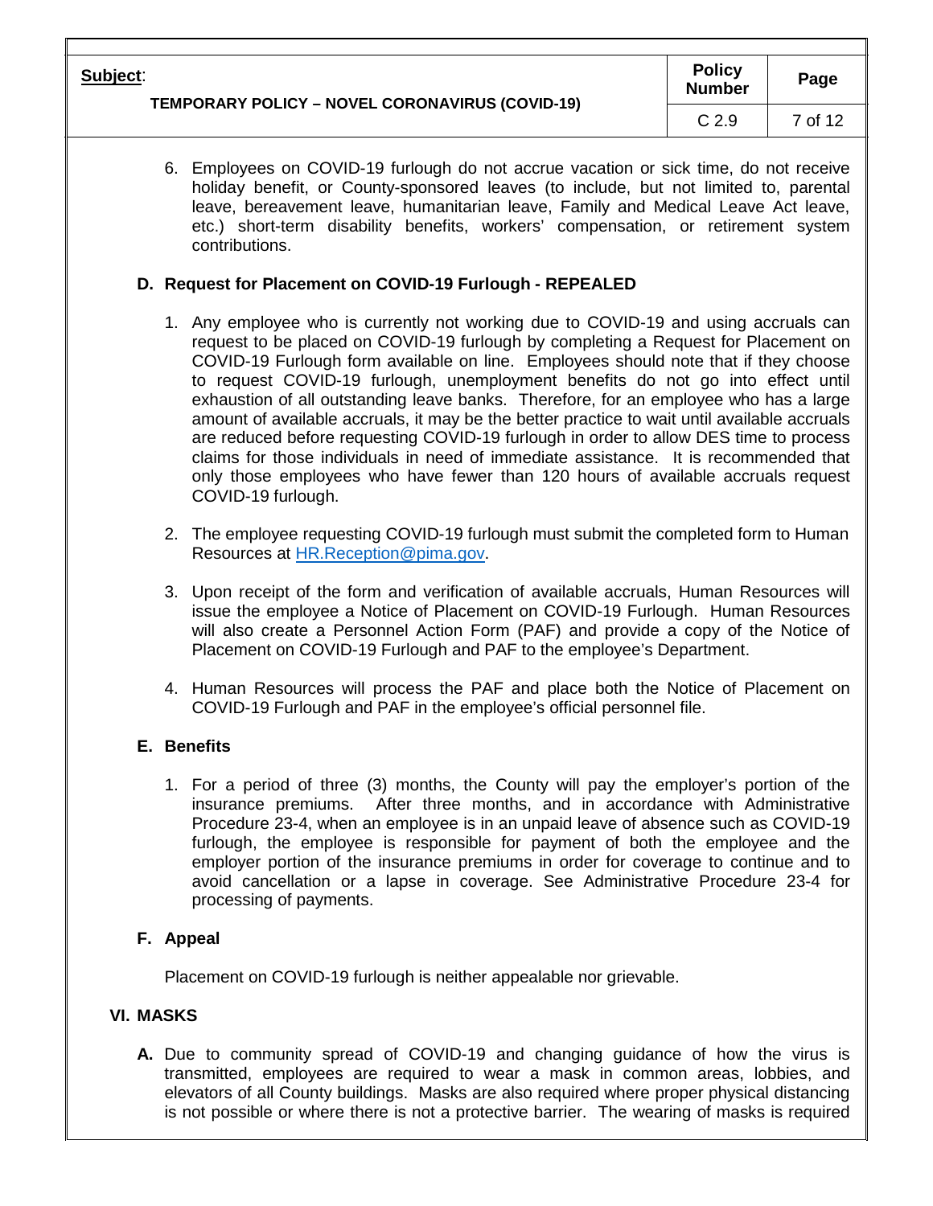6. Employees on COVID-19 furlough do not accrue vacation or sick time, do not receive holiday benefit, or County-sponsored leaves (to include, but not limited to, parental leave, bereavement leave, humanitarian leave, Family and Medical Leave Act leave, etc.) short-term disability benefits, workers' compensation, or retirement system contributions.

### D. Request for Placement on COVID-19 Furlough - REPEALED

1. Any employee who is currently not working due to COVID-19 and using accruals can request to be placed on COVID-19 furlough by completing a Request for Placement on COVID-19 Furlough form available on line. Employees should note that if they choose to request COVID-19 furlough, unemployment benefits do not go into effect until exhaustion of all outstanding leave banks. Therefore, for an employee who has a large amount of available accruals, it may be the better practice to wait until available accruals are reduced before requesting COVID-19 furlough in order to allow DES time to process claims for those individuals in need of immediate assistance. It is recommended that only those employees who have fewer than 120 hours of available accruals request COVID-19 furlough.

2. The employee requesting COVID-19 furlough must submit the completed form to Human Resources at HR.Reception@pima.gov.

3. Upon receipt of the form and verification of available accruals, Human Resources will issue the employee a Notice of Placement on COVID-19 Furlough. Human Resources will also create a Personnel Action Form (PAF) and provide a copy of the Notice of Placement on COVID-19 Furlough and PAF to the employee's Department.

4. Human Resources will process the PAF and place both the Notice of Placement on COVID-19 Furlough and PAF in the employee's official personnel file.

### E. Benefits

1. For a period of three (3) months, the County will pay the employer's portion of the insurance premiums. After three months, and in accordance with Administrative Procedure 23-4, when an employee is in an unpaid leave of absence such as COVID-19 furlough, the employee is responsible for payment of both the employee and the employer portion of the insurance premiums in order for coverage to continue and to avoid cancellation or a lapse in coverage. See Administrative Procedure 23-4 for processing of payments.

### F. Appeal

Placement on COVID-19 furlough is neither appealable nor grievable.

## VI. MASKS

**A.** Due to community spread of COVID-19 and changing guidance of how the virus is transmitted, employees are required to wear a mask in common areas, lobbies, and elevators of all County buildings. Masks are also required where proper physical distancing is not possible or where there is not a protective barrier. The wearing of masks is required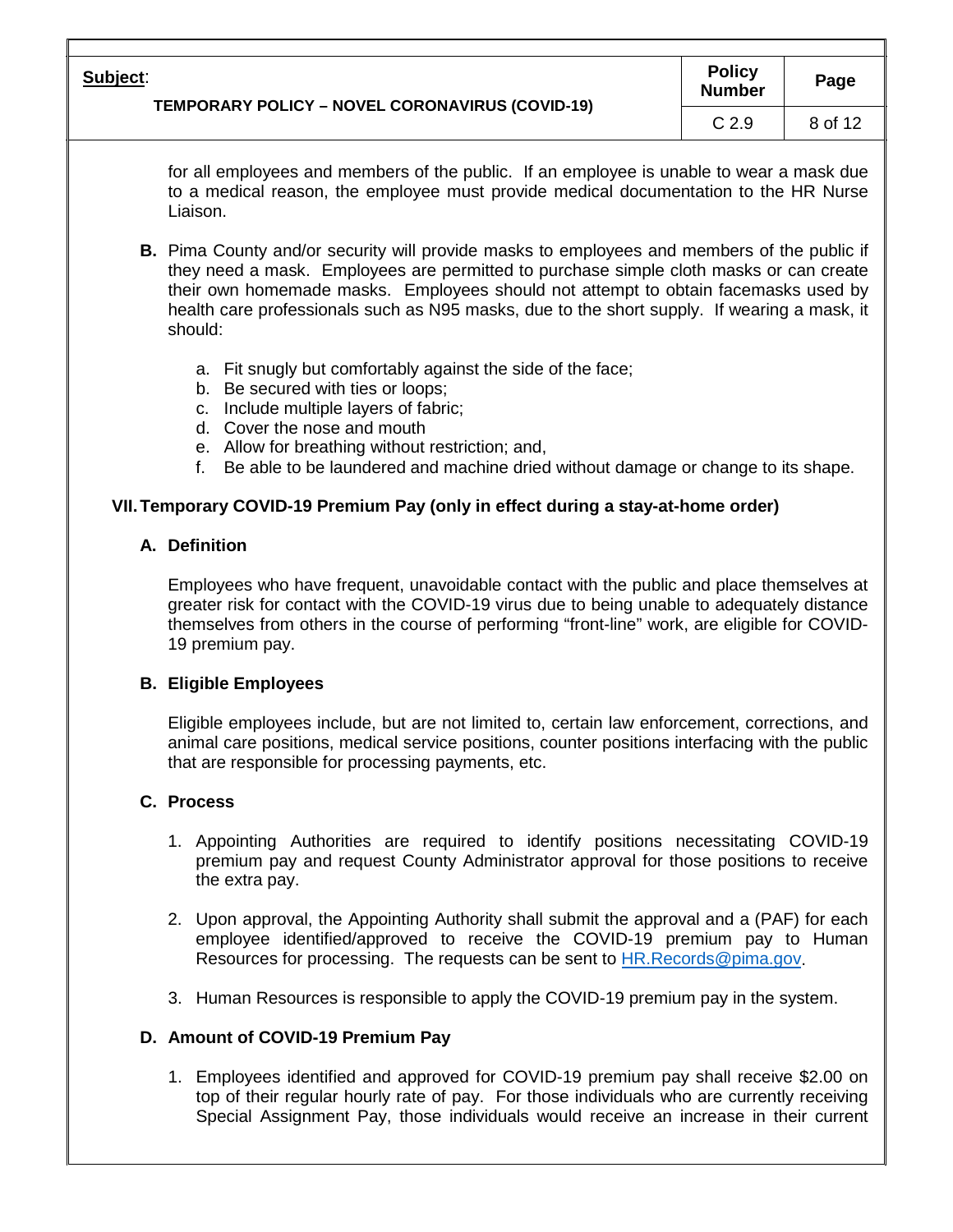for all employees and members of the public. If an employee is unable to wear a mask due to a medical reason, the employee must provide medical documentation to the HR Nurse Liaison.

**B.** Pima County and/or security will provide masks to employees and members of the public if they need a mask. Employees are permitted to purchase simple cloth masks or can create their own homemade masks. Employees should not attempt to obtain facemasks used by health care professionals such as N95 masks, due to the short supply. If wearing a mask, it should:

a. Fit snugly but comfortably against the side of the face;
b. Be secured with ties or loops;
c. Include multiple layers of fabric;
d. Cover the nose and mouth
e. Allow for breathing without restriction; and,
f. Be able to be laundered and machine dried without damage or change to its shape.

## VII. Temporary COVID-19 Premium Pay (only in effect during a stay-at-home order)

### A. Definition

Employees who have frequent, unavoidable contact with the public and place themselves at greater risk for contact with the COVID-19 virus due to being unable to adequately distance themselves from others in the course of performing "front-line" work, are eligible for COVID-19 premium pay.

### B. Eligible Employees

Eligible employees include, but are not limited to, certain law enforcement, corrections, and animal care positions, medical service positions, counter positions interfacing with the public that are responsible for processing payments, etc.

### C. Process

1. Appointing Authorities are required to identify positions necessitating COVID-19 premium pay and request County Administrator approval for those positions to receive the extra pay.

2. Upon approval, the Appointing Authority shall submit the approval and a (PAF) for each employee identified/approved to receive the COVID-19 premium pay to Human Resources for processing. The requests can be sent to HR.Records@pima.gov.

3. Human Resources is responsible to apply the COVID-19 premium pay in the system.

### D. Amount of COVID-19 Premium Pay

1. Employees identified and approved for COVID-19 premium pay shall receive $2.00 on top of their regular hourly rate of pay. For those individuals who are currently receiving Special Assignment Pay, those individuals would receive an increase in their current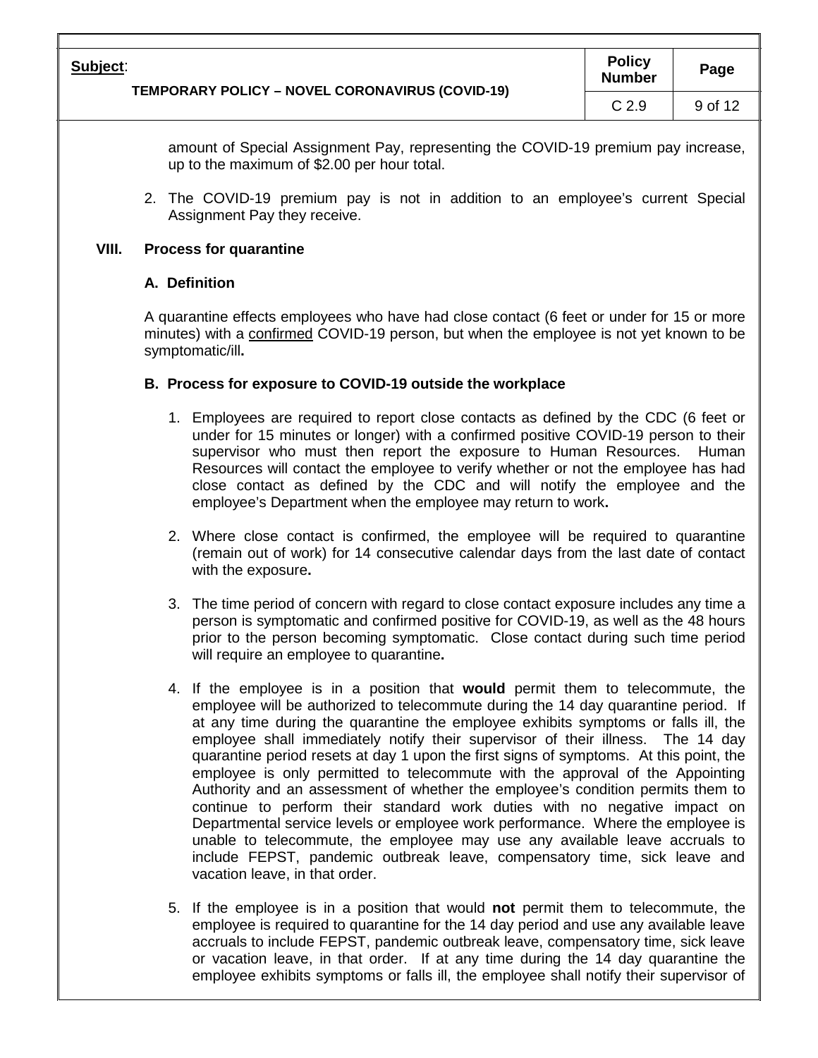amount of Special Assignment Pay, representing the COVID-19 premium pay increase, up to the maximum of $2.00 per hour total.

2. The COVID-19 premium pay is not in addition to an employee's current Special Assignment Pay they receive.

## VIII. Process for quarantine

### A. Definition

A quarantine effects employees who have had close contact (6 feet or under for 15 or more minutes) with a confirmed COVID-19 person, but when the employee is not yet known to be symptomatic/ill**.**

### B. Process for exposure to COVID-19 outside the workplace

1. Employees are required to report close contacts as defined by the CDC (6 feet or under for 15 minutes or longer) with a confirmed positive COVID-19 person to their supervisor who must then report the exposure to Human Resources. Human Resources will contact the employee to verify whether or not the employee has had close contact as defined by the CDC and will notify the employee and the employee's Department when the employee may return to work**.**

2. Where close contact is confirmed, the employee will be required to quarantine (remain out of work) for 14 consecutive calendar days from the last date of contact with the exposure**.**

3. The time period of concern with regard to close contact exposure includes any time a person is symptomatic and confirmed positive for COVID-19, as well as the 48 hours prior to the person becoming symptomatic. Close contact during such time period will require an employee to quarantine**.**

4. If the employee is in a position that **would** permit them to telecommute, the employee will be authorized to telecommute during the 14 day quarantine period. If at any time during the quarantine the employee exhibits symptoms or falls ill, the employee shall immediately notify their supervisor of their illness. The 14 day quarantine period resets at day 1 upon the first signs of symptoms. At this point, the employee is only permitted to telecommute with the approval of the Appointing Authority and an assessment of whether the employee's condition permits them to continue to perform their standard work duties with no negative impact on Departmental service levels or employee work performance. Where the employee is unable to telecommute, the employee may use any available leave accruals to include FEPST, pandemic outbreak leave, compensatory time, sick leave and vacation leave, in that order.

5. If the employee is in a position that would **not** permit them to telecommute, the employee is required to quarantine for the 14 day period and use any available leave accruals to include FEPST, pandemic outbreak leave, compensatory time, sick leave or vacation leave, in that order. If at any time during the 14 day quarantine the employee exhibits symptoms or falls ill, the employee shall notify their supervisor of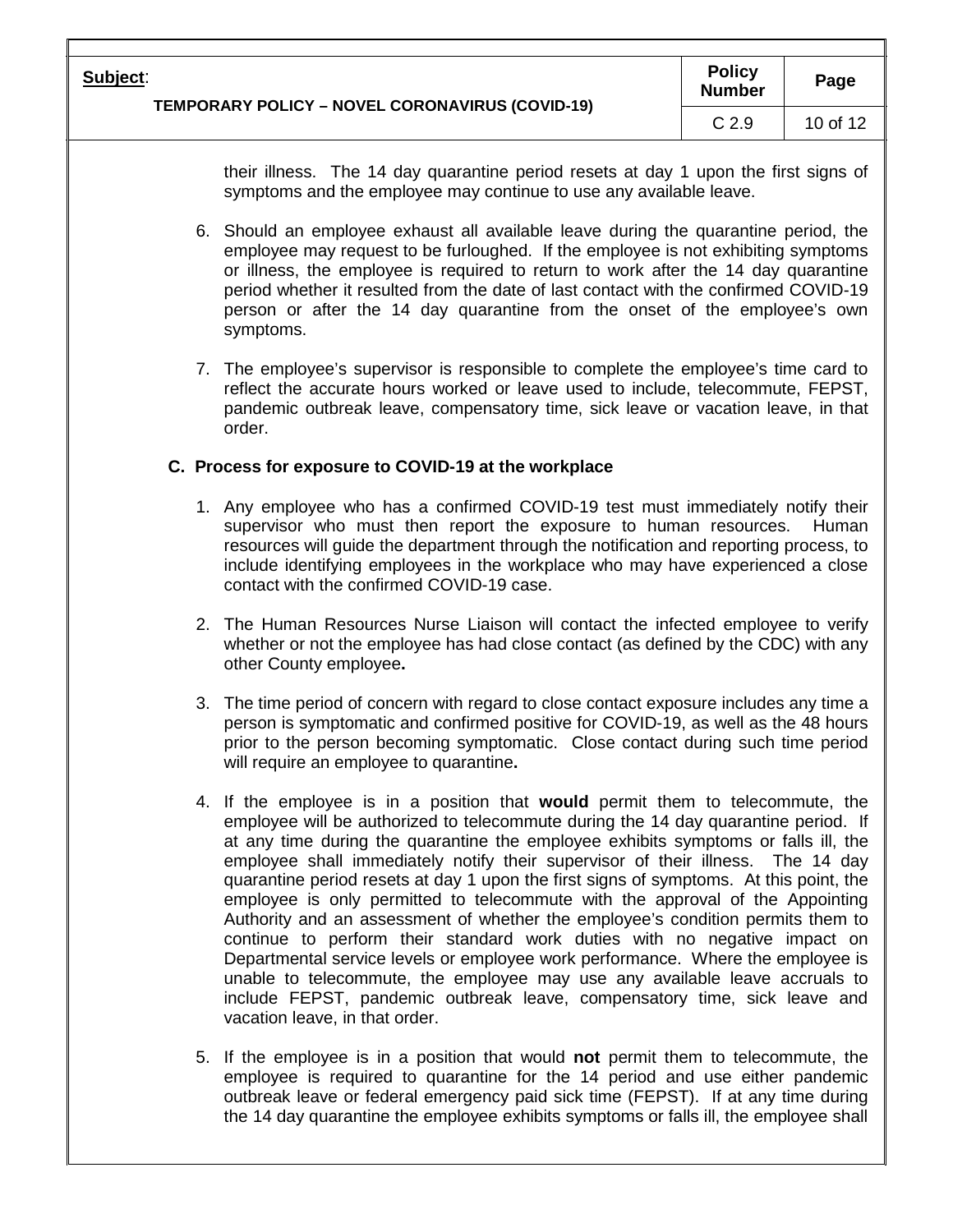their illness. The 14 day quarantine period resets at day 1 upon the first signs of symptoms and the employee may continue to use any available leave.

6. Should an employee exhaust all available leave during the quarantine period, the employee may request to be furloughed. If the employee is not exhibiting symptoms or illness, the employee is required to return to work after the 14 day quarantine period whether it resulted from the date of last contact with the confirmed COVID-19 person or after the 14 day quarantine from the onset of the employee's own symptoms.

7. The employee's supervisor is responsible to complete the employee's time card to reflect the accurate hours worked or leave used to include, telecommute, FEPST, pandemic outbreak leave, compensatory time, sick leave or vacation leave, in that order.

**C. Process for exposure to COVID-19 at the workplace**

1. Any employee who has a confirmed COVID-19 test must immediately notify their supervisor who must then report the exposure to human resources. Human resources will guide the department through the notification and reporting process, to include identifying employees in the workplace who may have experienced a close contact with the confirmed COVID-19 case.

2. The Human Resources Nurse Liaison will contact the infected employee to verify whether or not the employee has had close contact (as defined by the CDC) with any other County employee**.**

3. The time period of concern with regard to close contact exposure includes any time a person is symptomatic and confirmed positive for COVID-19, as well as the 48 hours prior to the person becoming symptomatic. Close contact during such time period will require an employee to quarantine**.**

4. If the employee is in a position that **would** permit them to telecommute, the employee will be authorized to telecommute during the 14 day quarantine period. If at any time during the quarantine the employee exhibits symptoms or falls ill, the employee shall immediately notify their supervisor of their illness. The 14 day quarantine period resets at day 1 upon the first signs of symptoms. At this point, the employee is only permitted to telecommute with the approval of the Appointing Authority and an assessment of whether the employee's condition permits them to continue to perform their standard work duties with no negative impact on Departmental service levels or employee work performance. Where the employee is unable to telecommute, the employee may use any available leave accruals to include FEPST, pandemic outbreak leave, compensatory time, sick leave and vacation leave, in that order.

5. If the employee is in a position that would **not** permit them to telecommute, the employee is required to quarantine for the 14 period and use either pandemic outbreak leave or federal emergency paid sick time (FEPST). If at any time during the 14 day quarantine the employee exhibits symptoms or falls ill, the employee shall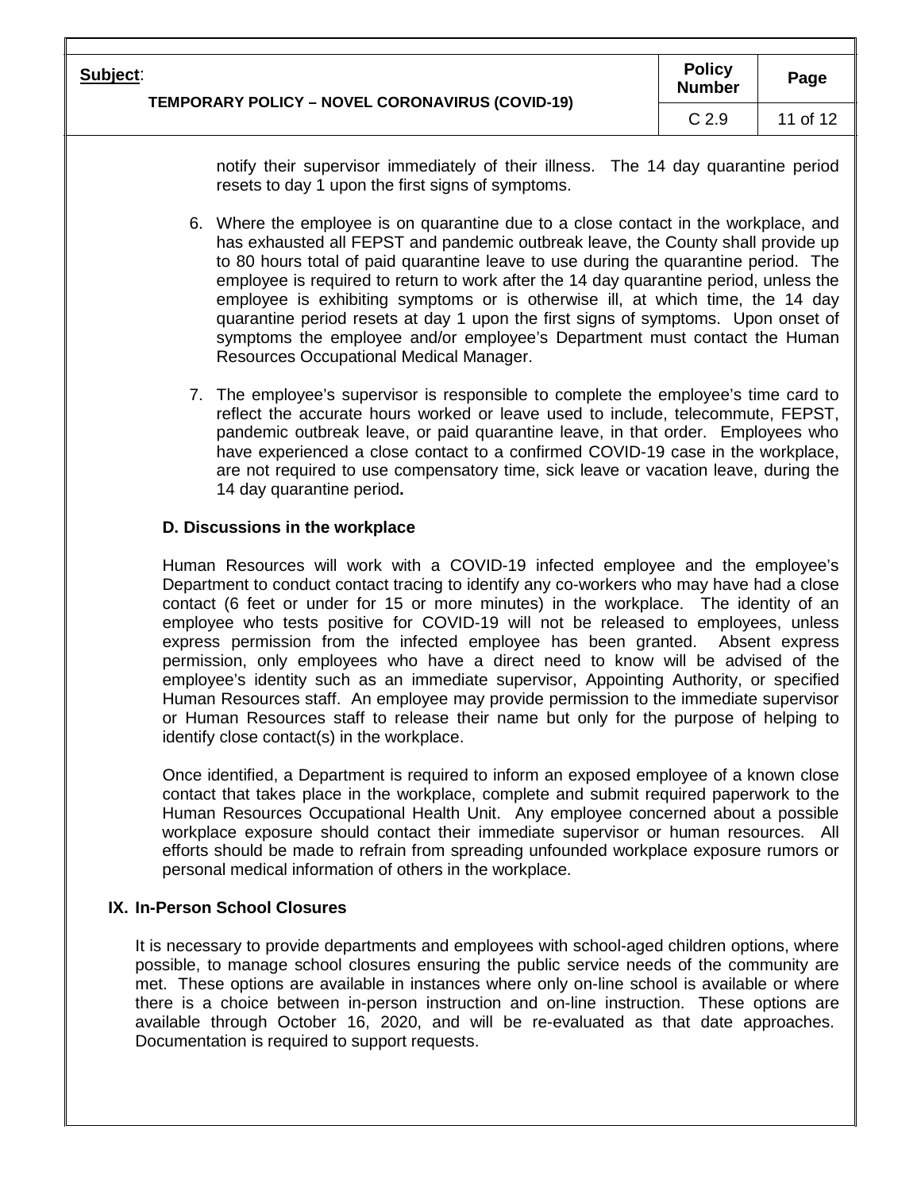notify their supervisor immediately of their illness. The 14 day quarantine period resets to day 1 upon the first signs of symptoms.

6. Where the employee is on quarantine due to a close contact in the workplace, and has exhausted all FEPST and pandemic outbreak leave, the County shall provide up to 80 hours total of paid quarantine leave to use during the quarantine period. The employee is required to return to work after the 14 day quarantine period, unless the employee is exhibiting symptoms or is otherwise ill, at which time, the 14 day quarantine period resets at day 1 upon the first signs of symptoms. Upon onset of symptoms the employee and/or employee's Department must contact the Human Resources Occupational Medical Manager.

7. The employee's supervisor is responsible to complete the employee's time card to reflect the accurate hours worked or leave used to include, telecommute, FEPST, pandemic outbreak leave, or paid quarantine leave, in that order. Employees who have experienced a close contact to a confirmed COVID-19 case in the workplace, are not required to use compensatory time, sick leave or vacation leave, during the 14 day quarantine period**.**

### D. Discussions in the workplace

Human Resources will work with a COVID-19 infected employee and the employee's Department to conduct contact tracing to identify any co-workers who may have had a close contact (6 feet or under for 15 or more minutes) in the workplace. The identity of an employee who tests positive for COVID-19 will not be released to employees, unless express permission from the infected employee has been granted. Absent express permission, only employees who have a direct need to know will be advised of the employee's identity such as an immediate supervisor, Appointing Authority, or specified Human Resources staff. An employee may provide permission to the immediate supervisor or Human Resources staff to release their name but only for the purpose of helping to identify close contact(s) in the workplace.

Once identified, a Department is required to inform an exposed employee of a known close contact that takes place in the workplace, complete and submit required paperwork to the Human Resources Occupational Health Unit. Any employee concerned about a possible workplace exposure should contact their immediate supervisor or human resources. All efforts should be made to refrain from spreading unfounded workplace exposure rumors or personal medical information of others in the workplace.

## IX. In-Person School Closures

It is necessary to provide departments and employees with school-aged children options, where possible, to manage school closures ensuring the public service needs of the community are met. These options are available in instances where only on-line school is available or where there is a choice between in-person instruction and on-line instruction. These options are available through October 16, 2020, and will be re-evaluated as that date approaches. Documentation is required to support requests.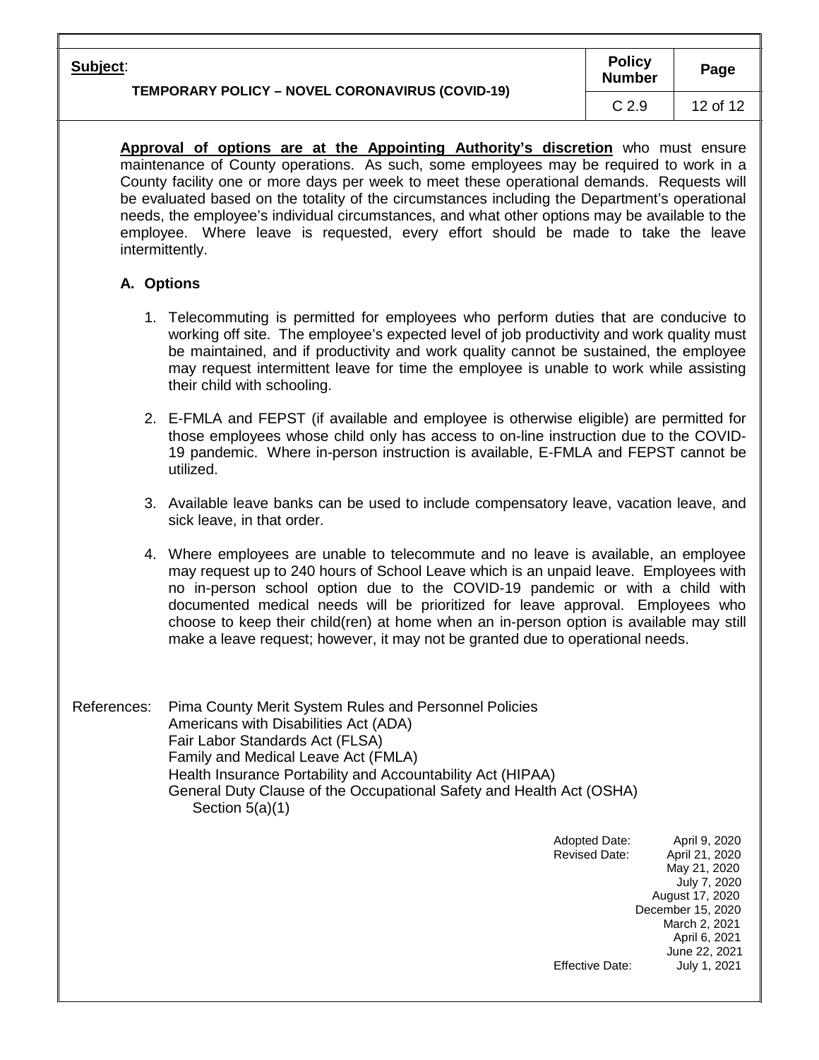**Approval of options are at the Appointing Authority's discretion** who must ensure maintenance of County operations. As such, some employees may be required to work in a County facility one or more days per week to meet these operational demands. Requests will be evaluated based on the totality of the circumstances including the Department's operational needs, the employee's individual circumstances, and what other options may be available to the employee. Where leave is requested, every effort should be made to take the leave intermittently.

### A. Options

1. Telecommuting is permitted for employees who perform duties that are conducive to working off site. The employee's expected level of job productivity and work quality must be maintained, and if productivity and work quality cannot be sustained, the employee may request intermittent leave for time the employee is unable to work while assisting their child with schooling.

2. E-FMLA and FEPST (if available and employee is otherwise eligible) are permitted for those employees whose child only has access to on-line instruction due to the COVID-19 pandemic. Where in-person instruction is available, E-FMLA and FEPST cannot be utilized.

3. Available leave banks can be used to include compensatory leave, vacation leave, and sick leave, in that order.

4. Where employees are unable to telecommute and no leave is available, an employee may request up to 240 hours of School Leave which is an unpaid leave. Employees with no in-person school option due to the COVID-19 pandemic or with a child with documented medical needs will be prioritized for leave approval. Employees who choose to keep their child(ren) at home when an in-person option is available may still make a leave request; however, it may not be granted due to operational needs.

References: Pima County Merit System Rules and Personnel Policies
Americans with Disabilities Act (ADA)
Fair Labor Standards Act (FLSA)
Family and Medical Leave Act (FMLA)
Health Insurance Portability and Accountability Act (HIPAA)
General Duty Clause of the Occupational Safety and Health Act (OSHA) Section 5(a)(1)

Adopted Date: April 9, 2020
Revised Date: April 21, 2020
May 21, 2020
July 7, 2020
August 17, 2020
December 15, 2020
March 2, 2021
April 6, 2021
June 22, 2021
Effective Date: July 1, 2021